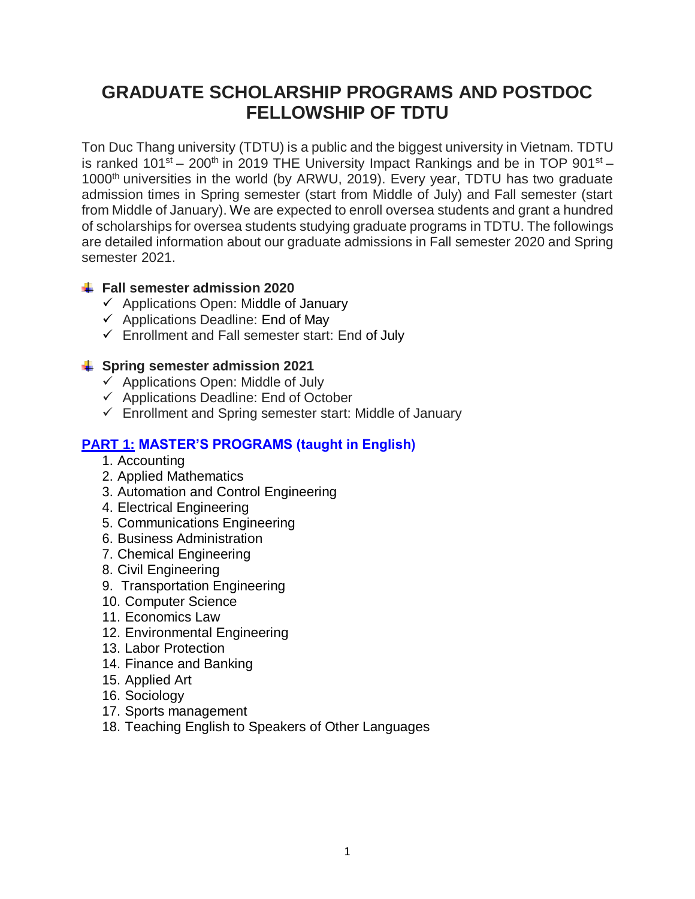# GRADUATE SCHOLARSHIP PROGRAMS AND POSTDOC FELLOWSHIP OF TDTU

Ton Duc Thang university (TDTU) is a public and the biggest university in Vietnam. TDTU is ranked 101st – 200th in 2019 THE University Impact Rankings and be in TOP 901st – 1000th universities in the world (by ARWU, 2019). Every year, TDTU has two graduate admission times in Spring semester (start from Middle of July) and Fall semester (start from Middle of January). We are expected to enroll oversea students and grant a hundred of scholarships for oversea students studying graduate programs in TDTU. The followings are detailed information about our graduate admissions in Fall semester 2020 and Spring semester 2021.

- **Fall semester admission 2020**
  - ✓ Applications Open: Middle of January
  - ✓ Applications Deadline: End of May
  - ✓ Enrollment and Fall semester start: End of July

- **Spring semester admission 2021**
  - ✓ Applications Open: Middle of July
  - ✓ Applications Deadline: End of October
  - ✓ Enrollment and Spring semester start: Middle of January

## PART 1: MASTER'S PROGRAMS (taught in English)

1. Accounting
2. Applied Mathematics
3. Automation and Control Engineering
4. Electrical Engineering
5. Communications Engineering
6. Business Administration
7. Chemical Engineering
8. Civil Engineering
9. Transportation Engineering
10. Computer Science
11. Economics Law
12. Environmental Engineering
13. Labor Protection
14. Finance and Banking
15. Applied Art
16. Sociology
17. Sports management
18. Teaching English to Speakers of Other Languages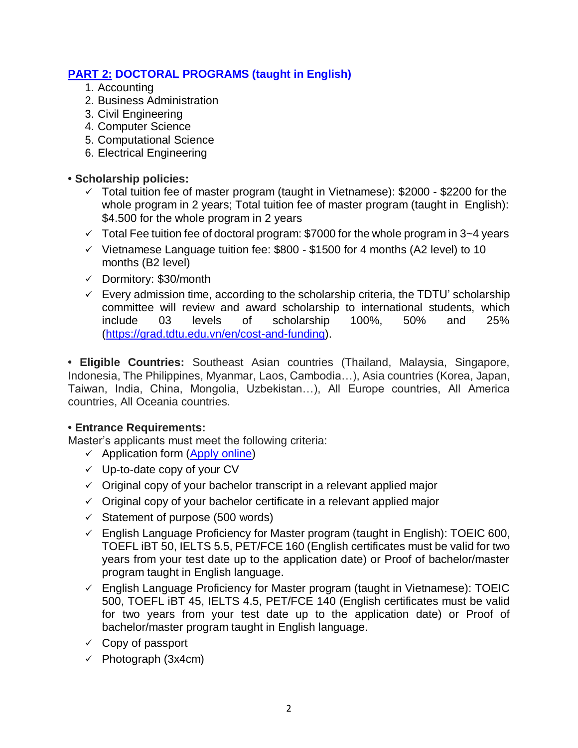## PART 2: DOCTORAL PROGRAMS (taught in English)

1. Accounting
2. Business Administration
3. Civil Engineering
4. Computer Science
5. Computational Science
6. Electrical Engineering

**• Scholarship policies:**

- ✓ Total tuition fee of master program (taught in Vietnamese): $2000 - $2200 for the whole program in 2 years; Total tuition fee of master program (taught in English): $4.500 for the whole program in 2 years
- ✓ Total Fee tuition fee of doctoral program: $7000 for the whole program in 3~4 years
- ✓ Vietnamese Language tuition fee: $800 - $1500 for 4 months (A2 level) to 10 months (B2 level)
- ✓ Dormitory: $30/month
- ✓ Every admission time, according to the scholarship criteria, the TDTU' scholarship committee will review and award scholarship to international students, which include 03 levels of scholarship 100%, 50% and 25% (https://grad.tdtu.edu.vn/en/cost-and-funding).

**• Eligible Countries:** Southeast Asian countries (Thailand, Malaysia, Singapore, Indonesia, The Philippines, Myanmar, Laos, Cambodia…), Asia countries (Korea, Japan, Taiwan, India, China, Mongolia, Uzbekistan…), All Europe countries, All America countries, All Oceania countries.

**• Entrance Requirements:**

Master's applicants must meet the following criteria:

- ✓ Application form (Apply online)
- ✓ Up-to-date copy of your CV
- ✓ Original copy of your bachelor transcript in a relevant applied major
- ✓ Original copy of your bachelor certificate in a relevant applied major
- ✓ Statement of purpose (500 words)
- ✓ English Language Proficiency for Master program (taught in English): TOEIC 600, TOEFL iBT 50, IELTS 5.5, PET/FCE 160 (English certificates must be valid for two years from your test date up to the application date) or Proof of bachelor/master program taught in English language.
- ✓ English Language Proficiency for Master program (taught in Vietnamese): TOEIC 500, TOEFL iBT 45, IELTS 4.5, PET/FCE 140 (English certificates must be valid for two years from your test date up to the application date) or Proof of bachelor/master program taught in English language.
- ✓ Copy of passport
- ✓ Photograph (3x4cm)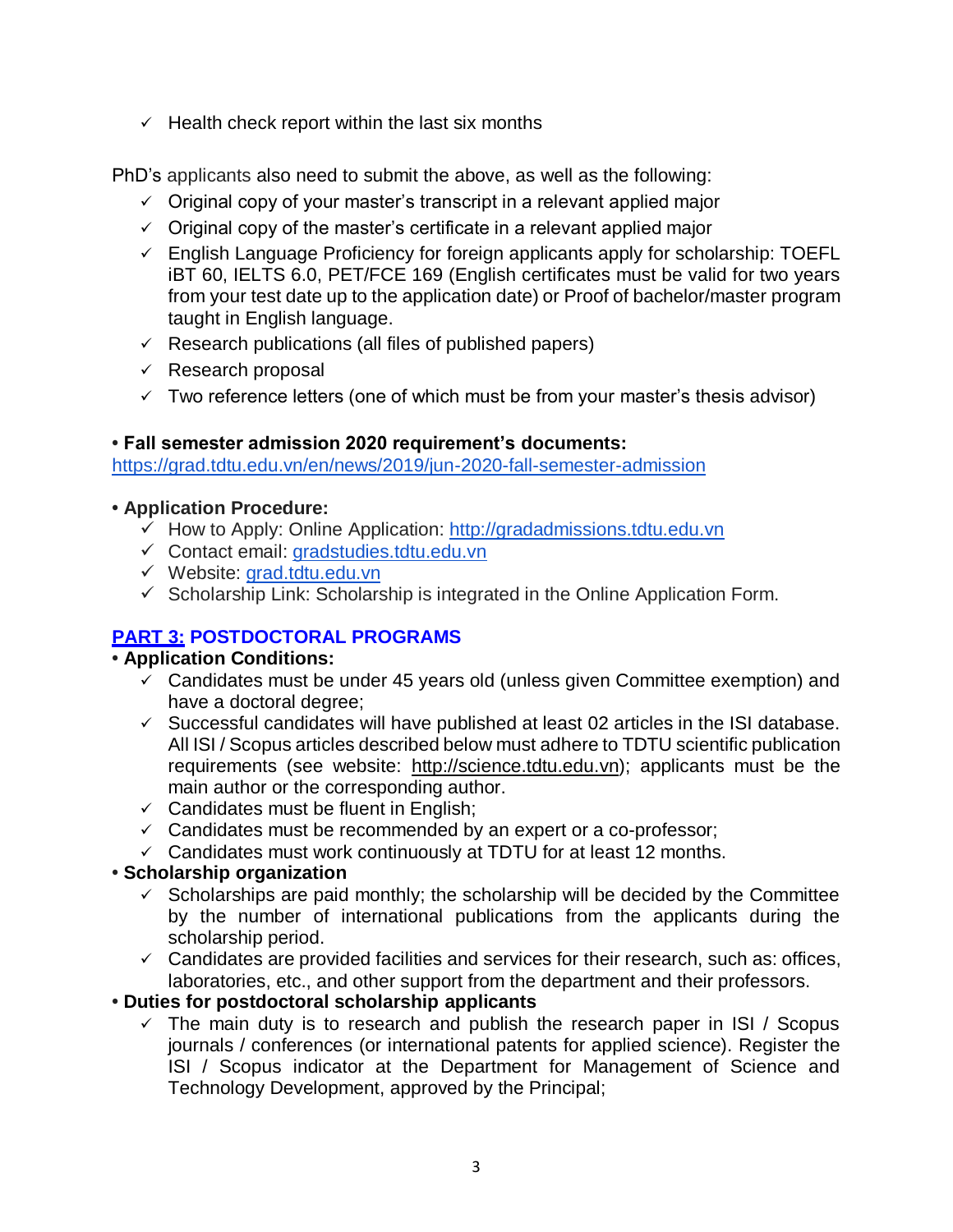- ✓ Health check report within the last six months

PhD's applicants also need to submit the above, as well as the following:

- ✓ Original copy of your master's transcript in a relevant applied major
- ✓ Original copy of the master's certificate in a relevant applied major
- ✓ English Language Proficiency for foreign applicants apply for scholarship: TOEFL iBT 60, IELTS 6.0, PET/FCE 169 (English certificates must be valid for two years from your test date up to the application date) or Proof of bachelor/master program taught in English language.
- ✓ Research publications (all files of published papers)
- ✓ Research proposal
- ✓ Two reference letters (one of which must be from your master's thesis advisor)

**• Fall semester admission 2020 requirement's documents:**
https://grad.tdtu.edu.vn/en/news/2019/jun-2020-fall-semester-admission

**• Application Procedure:**

- ✓ How to Apply: Online Application: http://gradadmissions.tdtu.edu.vn
- ✓ Contact email: gradstudies.tdtu.edu.vn
- ✓ Website: grad.tdtu.edu.vn
- ✓ Scholarship Link: Scholarship is integrated in the Online Application Form.

## PART 3: POSTDOCTORAL PROGRAMS

**• Application Conditions:**

- ✓ Candidates must be under 45 years old (unless given Committee exemption) and have a doctoral degree;
- ✓ Successful candidates will have published at least 02 articles in the ISI database. All ISI / Scopus articles described below must adhere to TDTU scientific publication requirements (see website: http://science.tdtu.edu.vn); applicants must be the main author or the corresponding author.
- ✓ Candidates must be fluent in English;
- ✓ Candidates must be recommended by an expert or a co-professor;
- ✓ Candidates must work continuously at TDTU for at least 12 months.

**• Scholarship organization**

- ✓ Scholarships are paid monthly; the scholarship will be decided by the Committee by the number of international publications from the applicants during the scholarship period.
- ✓ Candidates are provided facilities and services for their research, such as: offices, laboratories, etc., and other support from the department and their professors.

**• Duties for postdoctoral scholarship applicants**

- ✓ The main duty is to research and publish the research paper in ISI / Scopus journals / conferences (or international patents for applied science). Register the ISI / Scopus indicator at the Department for Management of Science and Technology Development, approved by the Principal;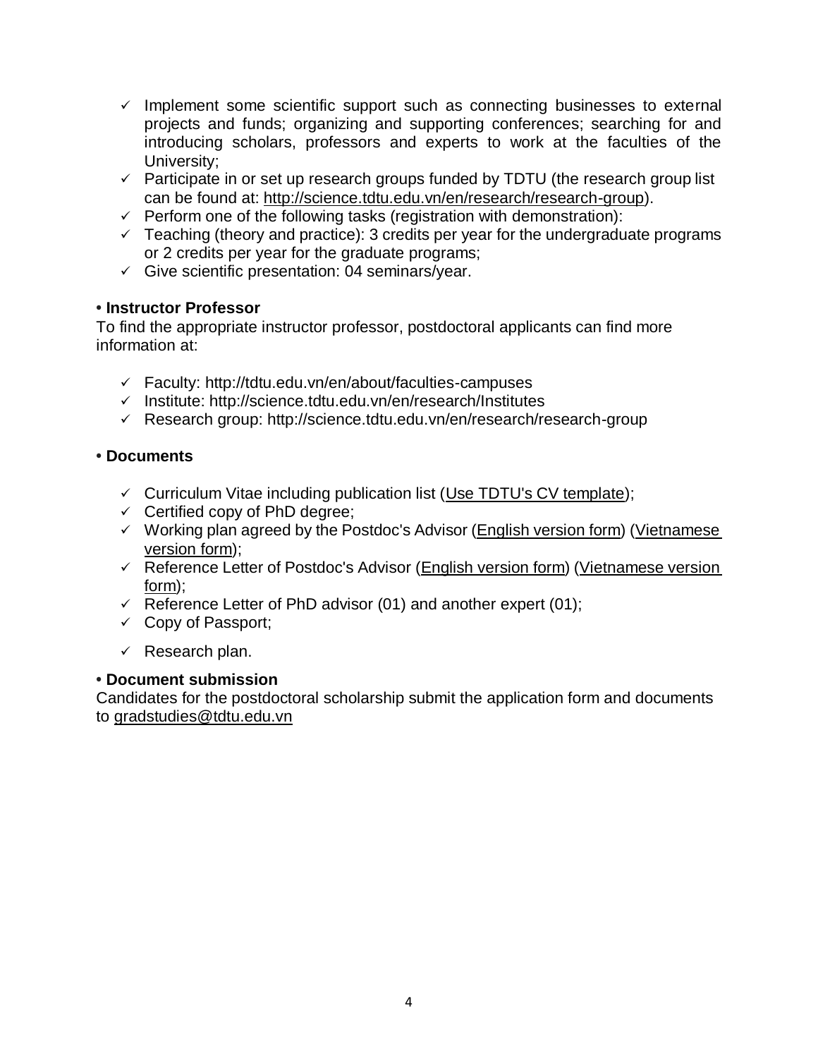- ✓ Implement some scientific support such as connecting businesses to external projects and funds; organizing and supporting conferences; searching for and introducing scholars, professors and experts to work at the faculties of the University;
- ✓ Participate in or set up research groups funded by TDTU (the research group list can be found at: http://science.tdtu.edu.vn/en/research/research-group).
- ✓ Perform one of the following tasks (registration with demonstration):
- ✓ Teaching (theory and practice): 3 credits per year for the undergraduate programs or 2 credits per year for the graduate programs;
- ✓ Give scientific presentation: 04 seminars/year.

**• Instructor Professor**

To find the appropriate instructor professor, postdoctoral applicants can find more information at:

- ✓ Faculty: http://tdtu.edu.vn/en/about/faculties-campuses
- ✓ Institute: http://science.tdtu.edu.vn/en/research/Institutes
- ✓ Research group: http://science.tdtu.edu.vn/en/research/research-group

**• Documents**

- ✓ Curriculum Vitae including publication list (Use TDTU's CV template);
- ✓ Certified copy of PhD degree;
- ✓ Working plan agreed by the Postdoc's Advisor (English version form) (Vietnamese version form);
- ✓ Reference Letter of Postdoc's Advisor (English version form) (Vietnamese version form);
- ✓ Reference Letter of PhD advisor (01) and another expert (01);
- ✓ Copy of Passport;
- ✓ Research plan.

**• Document submission**

Candidates for the postdoctoral scholarship submit the application form and documents to gradstudies@tdtu.edu.vn